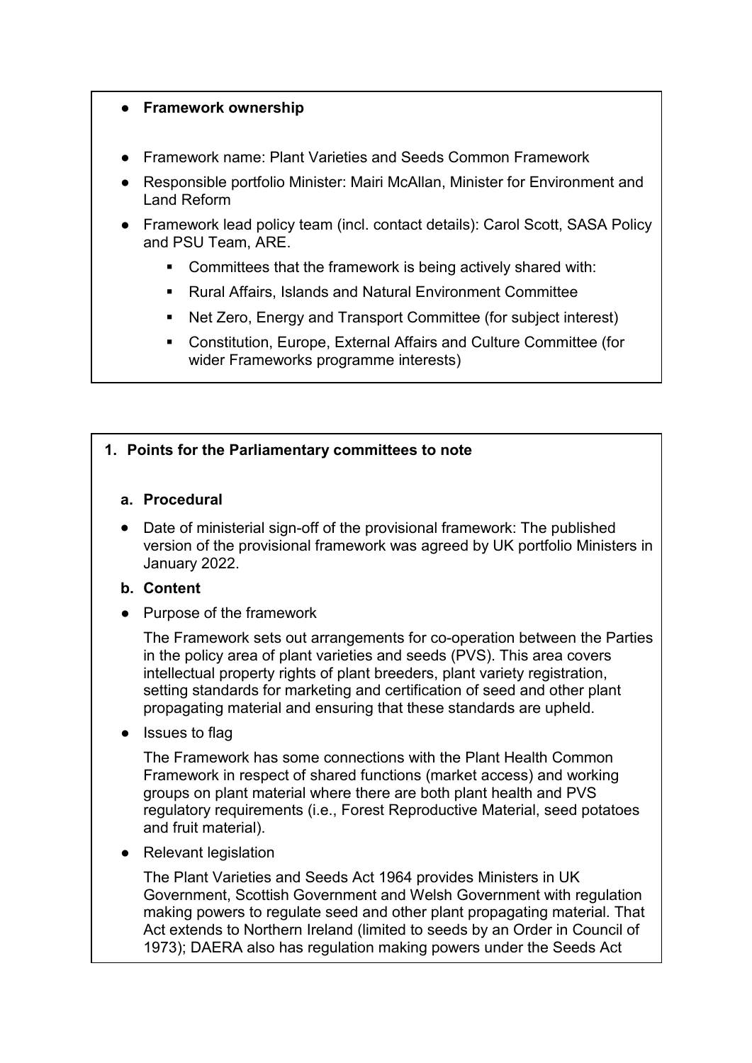- **Framework ownership**

- Framework name: Plant Varieties and Seeds Common Framework
- Responsible portfolio Minister: Mairi McAllan, Minister for Environment and Land Reform
- Framework lead policy team (incl. contact details): Carol Scott, SASA Policy and PSU Team, ARE.
  - Committees that the framework is being actively shared with:
  - Rural Affairs, Islands and Natural Environment Committee
  - Net Zero, Energy and Transport Committee (for subject interest)
  - Constitution, Europe, External Affairs and Culture Committee (for wider Frameworks programme interests)

**1. Points for the Parliamentary committees to note**

**a. Procedural**

- Date of ministerial sign-off of the provisional framework: The published version of the provisional framework was agreed by UK portfolio Ministers in January 2022.

**b. Content**

- Purpose of the framework

  The Framework sets out arrangements for co-operation between the Parties in the policy area of plant varieties and seeds (PVS). This area covers intellectual property rights of plant breeders, plant variety registration, setting standards for marketing and certification of seed and other plant propagating material and ensuring that these standards are upheld.

- Issues to flag

  The Framework has some connections with the Plant Health Common Framework in respect of shared functions (market access) and working groups on plant material where there are both plant health and PVS regulatory requirements (i.e., Forest Reproductive Material, seed potatoes and fruit material).

- Relevant legislation

  The Plant Varieties and Seeds Act 1964 provides Ministers in UK Government, Scottish Government and Welsh Government with regulation making powers to regulate seed and other plant propagating material. That Act extends to Northern Ireland (limited to seeds by an Order in Council of 1973); DAERA also has regulation making powers under the Seeds Act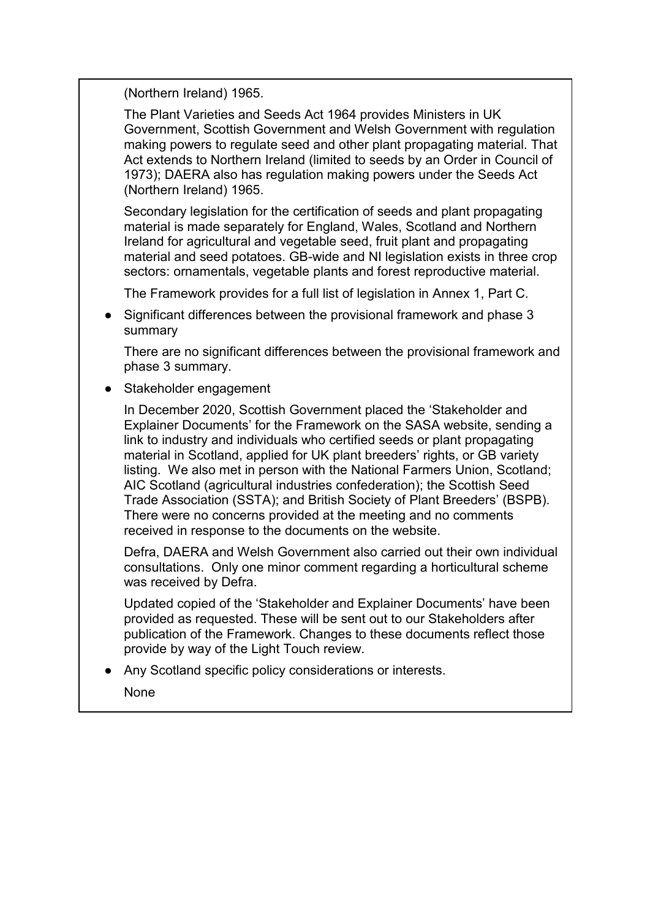(Northern Ireland) 1965.

The Plant Varieties and Seeds Act 1964 provides Ministers in UK Government, Scottish Government and Welsh Government with regulation making powers to regulate seed and other plant propagating material. That Act extends to Northern Ireland (limited to seeds by an Order in Council of 1973); DAERA also has regulation making powers under the Seeds Act (Northern Ireland) 1965.

Secondary legislation for the certification of seeds and plant propagating material is made separately for England, Wales, Scotland and Northern Ireland for agricultural and vegetable seed, fruit plant and propagating material and seed potatoes. GB-wide and NI legislation exists in three crop sectors: ornamentals, vegetable plants and forest reproductive material.

The Framework provides for a full list of legislation in Annex 1, Part C.

- Significant differences between the provisional framework and phase 3 summary

  There are no significant differences between the provisional framework and phase 3 summary.

- Stakeholder engagement

  In December 2020, Scottish Government placed the 'Stakeholder and Explainer Documents' for the Framework on the SASA website, sending a link to industry and individuals who certified seeds or plant propagating material in Scotland, applied for UK plant breeders' rights, or GB variety listing. We also met in person with the National Farmers Union, Scotland; AIC Scotland (agricultural industries confederation); the Scottish Seed Trade Association (SSTA); and British Society of Plant Breeders' (BSPB). There were no concerns provided at the meeting and no comments received in response to the documents on the website.

  Defra, DAERA and Welsh Government also carried out their own individual consultations. Only one minor comment regarding a horticultural scheme was received by Defra.

  Updated copied of the 'Stakeholder and Explainer Documents' have been provided as requested. These will be sent out to our Stakeholders after publication of the Framework. Changes to these documents reflect those provide by way of the Light Touch review.

- Any Scotland specific policy considerations or interests.

  None